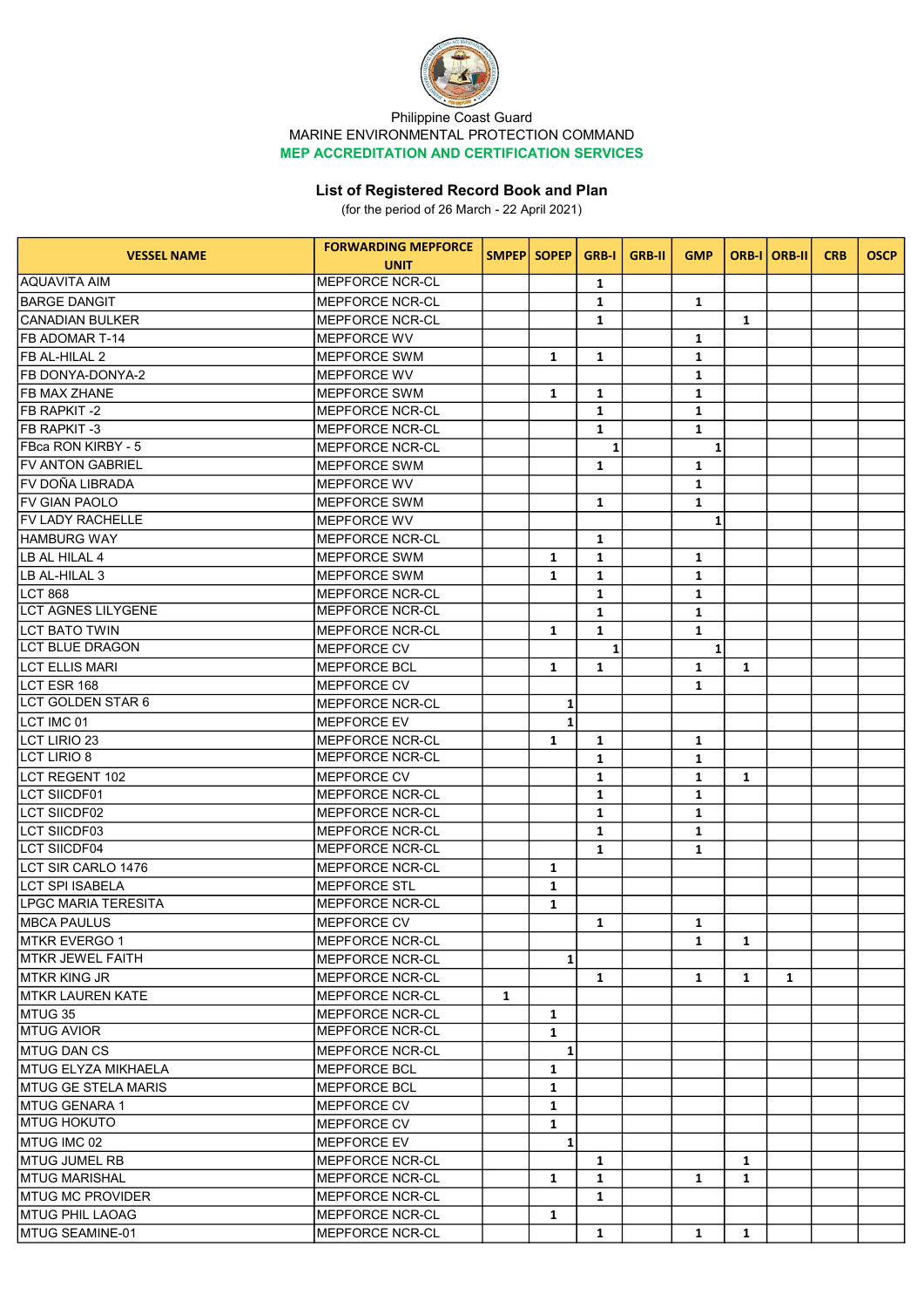Philippine Coast Guard
MARINE ENVIRONMENTAL PROTECTION COMMAND
**MEP ACCREDITATION AND CERTIFICATION SERVICES**

## List of Registered Record Book and Plan

(for the period of 26 March - 22 April 2021)

| VESSEL NAME | FORWARDING MEPFORCE UNIT | SMPEP | SOPEP | GRB-I | GRB-II | GMP | ORB-I | ORB-II | CRB | OSCP |
|---|---|---|---|---|---|---|---|---|---|---|
| AQUAVITA AIM | MEPFORCE NCR-CL | | | 1 | | | | | | |
| BARGE DANGIT | MEPFORCE NCR-CL | | | 1 | | 1 | | | | |
| CANADIAN BULKER | MEPFORCE NCR-CL | | | 1 | | | 1 | | | |
| FB ADOMAR T-14 | MEPFORCE WV | | | | | 1 | | | | |
| FB AL-HILAL 2 | MEPFORCE SWM | | 1 | 1 | | 1 | | | | |
| FB DONYA-DONYA-2 | MEPFORCE WV | | | | | 1 | | | | |
| FB MAX ZHANE | MEPFORCE SWM | | 1 | 1 | | 1 | | | | |
| FB RAPKIT -2 | MEPFORCE NCR-CL | | | 1 | | 1 | | | | |
| FB RAPKIT -3 | MEPFORCE NCR-CL | | | 1 | | 1 | | | | |
| FBca RON KIRBY - 5 | MEPFORCE NCR-CL | | | 1 | | 1 | | | | |
| FV ANTON GABRIEL | MEPFORCE SWM | | | 1 | | 1 | | | | |
| FV DOÑA LIBRADA | MEPFORCE WV | | | | | 1 | | | | |
| FV GIAN PAOLO | MEPFORCE SWM | | | 1 | | 1 | | | | |
| FV LADY RACHELLE | MEPFORCE WV | | | | | 1 | | | | |
| HAMBURG WAY | MEPFORCE NCR-CL | | | 1 | | | | | | |
| LB AL HILAL 4 | MEPFORCE SWM | | 1 | 1 | | 1 | | | | |
| LB AL-HILAL 3 | MEPFORCE SWM | | 1 | 1 | | 1 | | | | |
| LCT 868 | MEPFORCE NCR-CL | | | 1 | | 1 | | | | |
| LCT AGNES LILYGENE | MEPFORCE NCR-CL | | | 1 | | 1 | | | | |
| LCT BATO TWIN | MEPFORCE NCR-CL | | 1 | 1 | | 1 | | | | |
| LCT BLUE DRAGON | MEPFORCE CV | | | 1 | | 1 | | | | |
| LCT ELLIS MARI | MEPFORCE BCL | | 1 | 1 | | 1 | 1 | | | |
| LCT ESR 168 | MEPFORCE CV | | | | | 1 | | | | |
| LCT GOLDEN STAR 6 | MEPFORCE NCR-CL | | 1 | | | | | | | |
| LCT IMC 01 | MEPFORCE EV | | 1 | | | | | | | |
| LCT LIRIO 23 | MEPFORCE NCR-CL | | 1 | 1 | | 1 | | | | |
| LCT LIRIO 8 | MEPFORCE NCR-CL | | | 1 | | 1 | | | | |
| LCT REGENT 102 | MEPFORCE CV | | | 1 | | 1 | 1 | | | |
| LCT SIICDF01 | MEPFORCE NCR-CL | | | 1 | | 1 | | | | |
| LCT SIICDF02 | MEPFORCE NCR-CL | | | 1 | | 1 | | | | |
| LCT SIICDF03 | MEPFORCE NCR-CL | | | 1 | | 1 | | | | |
| LCT SIICDF04 | MEPFORCE NCR-CL | | | 1 | | 1 | | | | |
| LCT SIR CARLO 1476 | MEPFORCE NCR-CL | | 1 | | | | | | | |
| LCT SPI ISABELA | MEPFORCE STL | | 1 | | | | | | | |
| LPGC MARIA TERESITA | MEPFORCE NCR-CL | | 1 | | | | | | | |
| MBCA PAULUS | MEPFORCE CV | | | 1 | | 1 | | | | |
| MTKR EVERGO 1 | MEPFORCE NCR-CL | | | | | 1 | 1 | | | |
| MTKR JEWEL FAITH | MEPFORCE NCR-CL | | 1 | | | | | | | |
| MTKR KING JR | MEPFORCE NCR-CL | | | 1 | | 1 | 1 | 1 | | |
| MTKR LAUREN KATE | MEPFORCE NCR-CL | 1 | | | | | | | | |
| MTUG 35 | MEPFORCE NCR-CL | | 1 | | | | | | | |
| MTUG AVIOR | MEPFORCE NCR-CL | | 1 | | | | | | | |
| MTUG DAN CS | MEPFORCE NCR-CL | | 1 | | | | | | | |
| MTUG ELYZA MIKHAELA | MEPFORCE BCL | | 1 | | | | | | | |
| MTUG GE STELA MARIS | MEPFORCE BCL | | 1 | | | | | | | |
| MTUG GENARA 1 | MEPFORCE CV | | 1 | | | | | | | |
| MTUG HOKUTO | MEPFORCE CV | | 1 | | | | | | | |
| MTUG IMC 02 | MEPFORCE EV | | 1 | | | | | | | |
| MTUG JUMEL RB | MEPFORCE NCR-CL | | | 1 | | | 1 | | | |
| MTUG MARISHAL | MEPFORCE NCR-CL | | 1 | 1 | | 1 | 1 | | | |
| MTUG MC PROVIDER | MEPFORCE NCR-CL | | | 1 | | | | | | |
| MTUG PHIL LAOAG | MEPFORCE NCR-CL | | 1 | | | | | | | |
| MTUG SEAMINE-01 | MEPFORCE NCR-CL | | | 1 | | 1 | 1 | | | |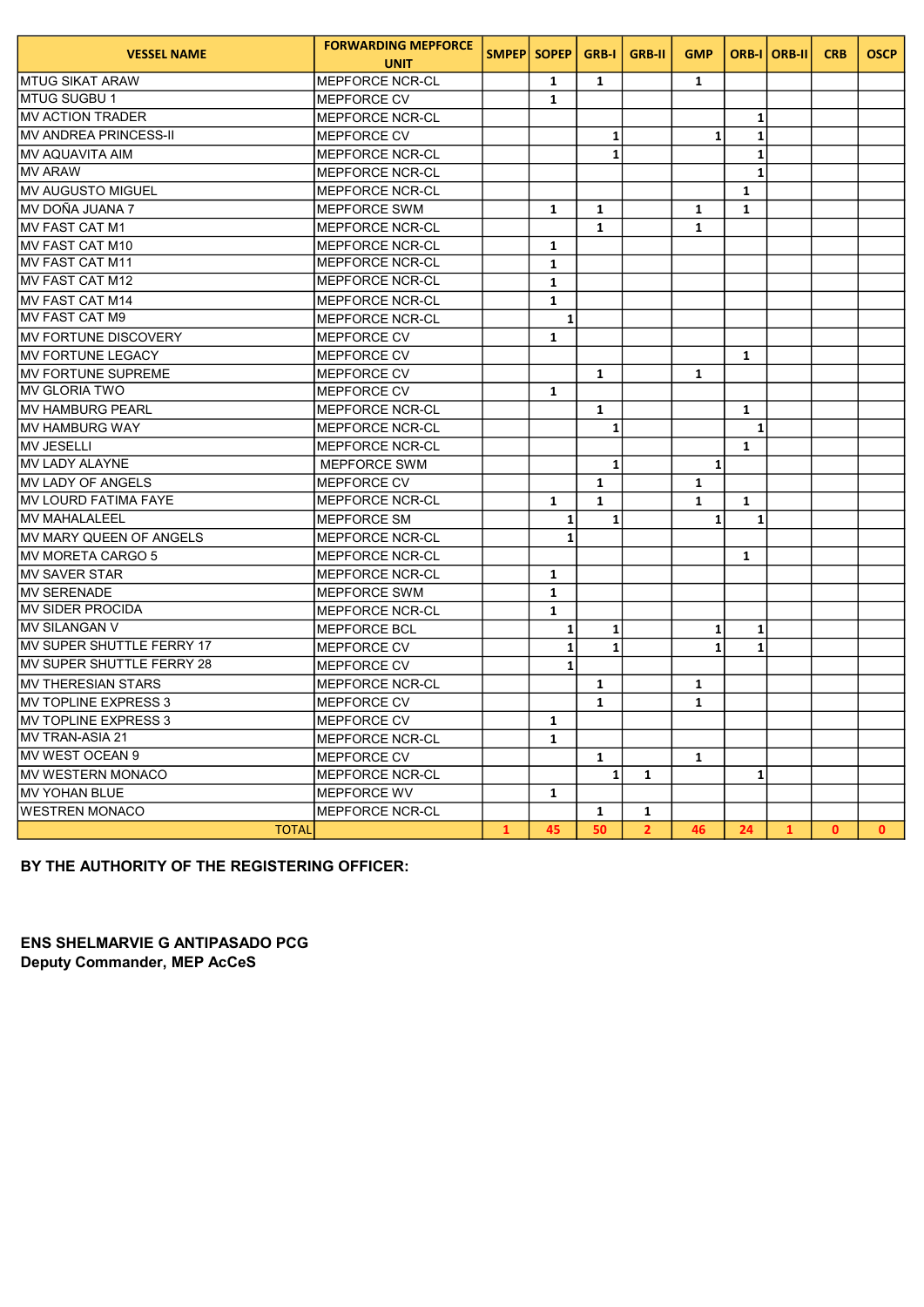| VESSEL NAME | FORWARDING MEPFORCE UNIT | SMPEP | SOPEP | GRB-I | GRB-II | GMP | ORB-I | ORB-II | CRB | OSCP |
|---|---|---|---|---|---|---|---|---|---|---|
| MTUG SIKAT ARAW | MEPFORCE NCR-CL | | 1 | 1 | | 1 | | | | |
| MTUG SUGBU 1 | MEPFORCE CV | | 1 | | | | | | | |
| MV ACTION TRADER | MEPFORCE NCR-CL | | | | | | 1 | | | |
| MV ANDREA PRINCESS-II | MEPFORCE CV | | | 1 | | 1 | 1 | | | |
| MV AQUAVITA AIM | MEPFORCE NCR-CL | | | 1 | | | 1 | | | |
| MV ARAW | MEPFORCE NCR-CL | | | | | | 1 | | | |
| MV AUGUSTO MIGUEL | MEPFORCE NCR-CL | | | | | | 1 | | | |
| MV DOÑA JUANA 7 | MEPFORCE SWM | | 1 | 1 | | 1 | 1 | | | |
| MV FAST CAT M1 | MEPFORCE NCR-CL | | | 1 | | 1 | | | | |
| MV FAST CAT M10 | MEPFORCE NCR-CL | | 1 | | | | | | | |
| MV FAST CAT M11 | MEPFORCE NCR-CL | | 1 | | | | | | | |
| MV FAST CAT M12 | MEPFORCE NCR-CL | | 1 | | | | | | | |
| MV FAST CAT M14 | MEPFORCE NCR-CL | | 1 | | | | | | | |
| MV FAST CAT M9 | MEPFORCE NCR-CL | | 1 | | | | | | | |
| MV FORTUNE DISCOVERY | MEPFORCE CV | | 1 | | | | | | | |
| MV FORTUNE LEGACY | MEPFORCE CV | | | | | | 1 | | | |
| MV FORTUNE SUPREME | MEPFORCE CV | | | 1 | | 1 | | | | |
| MV GLORIA TWO | MEPFORCE CV | | 1 | | | | | | | |
| MV HAMBURG PEARL | MEPFORCE NCR-CL | | | 1 | | | 1 | | | |
| MV HAMBURG WAY | MEPFORCE NCR-CL | | | 1 | | | 1 | | | |
| MV JESELLI | MEPFORCE NCR-CL | | | | | | 1 | | | |
| MV LADY ALAYNE | MEPFORCE SWM | | | 1 | | 1 | | | | |
| MV LADY OF ANGELS | MEPFORCE CV | | | 1 | | 1 | | | | |
| MV LOURD FATIMA FAYE | MEPFORCE NCR-CL | | 1 | 1 | | 1 | 1 | | | |
| MV MAHALALEEL | MEPFORCE SM | | 1 | 1 | | 1 | 1 | | | |
| MV MARY QUEEN OF ANGELS | MEPFORCE NCR-CL | | 1 | | | | | | | |
| MV MORETA CARGO 5 | MEPFORCE NCR-CL | | | | | | 1 | | | |
| MV SAVER STAR | MEPFORCE NCR-CL | | 1 | | | | | | | |
| MV SERENADE | MEPFORCE SWM | | 1 | | | | | | | |
| MV SIDER PROCIDA | MEPFORCE NCR-CL | | 1 | | | | | | | |
| MV SILANGAN V | MEPFORCE BCL | | 1 | 1 | | 1 | 1 | | | |
| MV SUPER SHUTTLE FERRY 17 | MEPFORCE CV | | 1 | 1 | | 1 | 1 | | | |
| MV SUPER SHUTTLE FERRY 28 | MEPFORCE CV | | 1 | | | | | | | |
| MV THERESIAN STARS | MEPFORCE NCR-CL | | | 1 | | 1 | | | | |
| MV TOPLINE EXPRESS 3 | MEPFORCE CV | | | 1 | | 1 | | | | |
| MV TOPLINE EXPRESS 3 | MEPFORCE CV | | 1 | | | | | | | |
| MV TRAN-ASIA 21 | MEPFORCE NCR-CL | | 1 | | | | | | | |
| MV WEST OCEAN 9 | MEPFORCE CV | | | 1 | | 1 | | | | |
| MV WESTERN MONACO | MEPFORCE NCR-CL | | | 1 | 1 | | 1 | | | |
| MV YOHAN BLUE | MEPFORCE WV | | 1 | | | | | | | |
| WESTREN MONACO | MEPFORCE NCR-CL | | | 1 | 1 | | | | | |
| TOTAL | | 1 | 45 | 50 | 2 | 46 | 24 | 1 | 0 | 0 |

**BY THE AUTHORITY OF THE REGISTERING OFFICER:**

**ENS SHELMARVIE G ANTIPASADO PCG**
**Deputy Commander, MEP AcCeS**